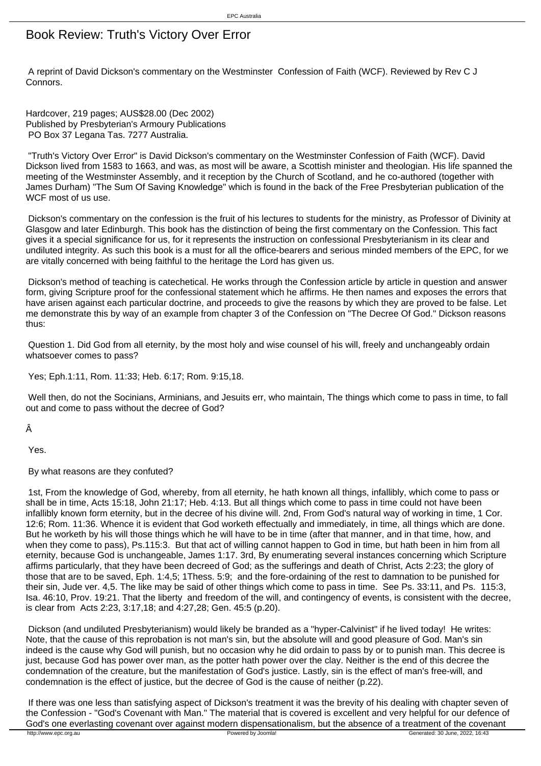# Book Review: Truth's Victory Over Error

A reprint of David Dickson's commentary on the Westminster Confession of Faith (WCF). Reviewed by Rev C J Connors.

Hardcover, 219 pages; AUS$28.00 (Dec 2002)
Published by Presbyterian's Armoury Publications
PO Box 37 Legana Tas. 7277 Australia.

"Truth's Victory Over Error" is David Dickson's commentary on the Westminster Confession of Faith (WCF). David Dickson lived from 1583 to 1663, and was, as most will be aware, a Scottish minister and theologian. His life spanned the meeting of the Westminster Assembly, and it reception by the Church of Scotland, and he co-authored (together with James Durham) "The Sum Of Saving Knowledge" which is found in the back of the Free Presbyterian publication of the WCF most of us use.

Dickson's commentary on the confession is the fruit of his lectures to students for the ministry, as Professor of Divinity at Glasgow and later Edinburgh. This book has the distinction of being the first commentary on the Confession. This fact gives it a special significance for us, for it represents the instruction on confessional Presbyterianism in its clear and undiluted integrity. As such this book is a must for all the office-bearers and serious minded members of the EPC, for we are vitally concerned with being faithful to the heritage the Lord has given us.

Dickson's method of teaching is catechetical. He works through the Confession article by article in question and answer form, giving Scripture proof for the confessional statement which he affirms. He then names and exposes the errors that have arisen against each particular doctrine, and proceeds to give the reasons by which they are proved to be false. Let me demonstrate this by way of an example from chapter 3 of the Confession on "The Decree Of God." Dickson reasons thus:

Question 1. Did God from all eternity, by the most holy and wise counsel of his will, freely and unchangeably ordain whatsoever comes to pass?

Yes; Eph.1:11, Rom. 11:33; Heb. 6:17; Rom. 9:15,18.

Well then, do not the Socinians, Arminians, and Jesuits err, who maintain, The things which come to pass in time, to fall out and come to pass without the decree of God?

Â

Yes.

By what reasons are they confuted?

1st, From the knowledge of God, whereby, from all eternity, he hath known all things, infallibly, which come to pass or shall be in time, Acts 15:18, John 21:17; Heb. 4:13. But all things which come to pass in time could not have been infallibly known form eternity, but in the decree of his divine will. 2nd, From God's natural way of working in time, 1 Cor. 12:6; Rom. 11:36. Whence it is evident that God worketh effectually and immediately, in time, all things which are done. But he worketh by his will those things which he will have to be in time (after that manner, and in that time, how, and when they come to pass), Ps.115:3. But that act of willing cannot happen to God in time, but hath been in him from all eternity, because God is unchangeable, James 1:17. 3rd, By enumerating several instances concerning which Scripture affirms particularly, that they have been decreed of God; as the sufferings and death of Christ, Acts 2:23; the glory of those that are to be saved, Eph. 1:4,5; 1Thess. 5:9; and the fore-ordaining of the rest to damnation to be punished for their sin, Jude ver. 4,5. The like may be said of other things which come to pass in time. See Ps. 33:11, and Ps. 115:3, Isa. 46:10, Prov. 19:21. That the liberty and freedom of the will, and contingency of events, is consistent with the decree, is clear from Acts 2:23, 3:17,18; and 4:27,28; Gen. 45:5 (p.20).

Dickson (and undiluted Presbyterianism) would likely be branded as a "hyper-Calvinist" if he lived today! He writes: Note, that the cause of this reprobation is not man's sin, but the absolute will and good pleasure of God. Man's sin indeed is the cause why God will punish, but no occasion why he did ordain to pass by or to punish man. This decree is just, because God has power over man, as the potter hath power over the clay. Neither is the end of this decree the condemnation of the creature, but the manifestation of God's justice. Lastly, sin is the effect of man's free-will, and condemnation is the effect of justice, but the decree of God is the cause of neither (p.22).

If there was one less than satisfying aspect of Dickson's treatment it was the brevity of his dealing with chapter seven of the Confession - "God's Covenant with Man." The material that is covered is excellent and very helpful for our defence of God's one everlasting covenant over against modern dispensationalism, but the absence of a treatment of the covenant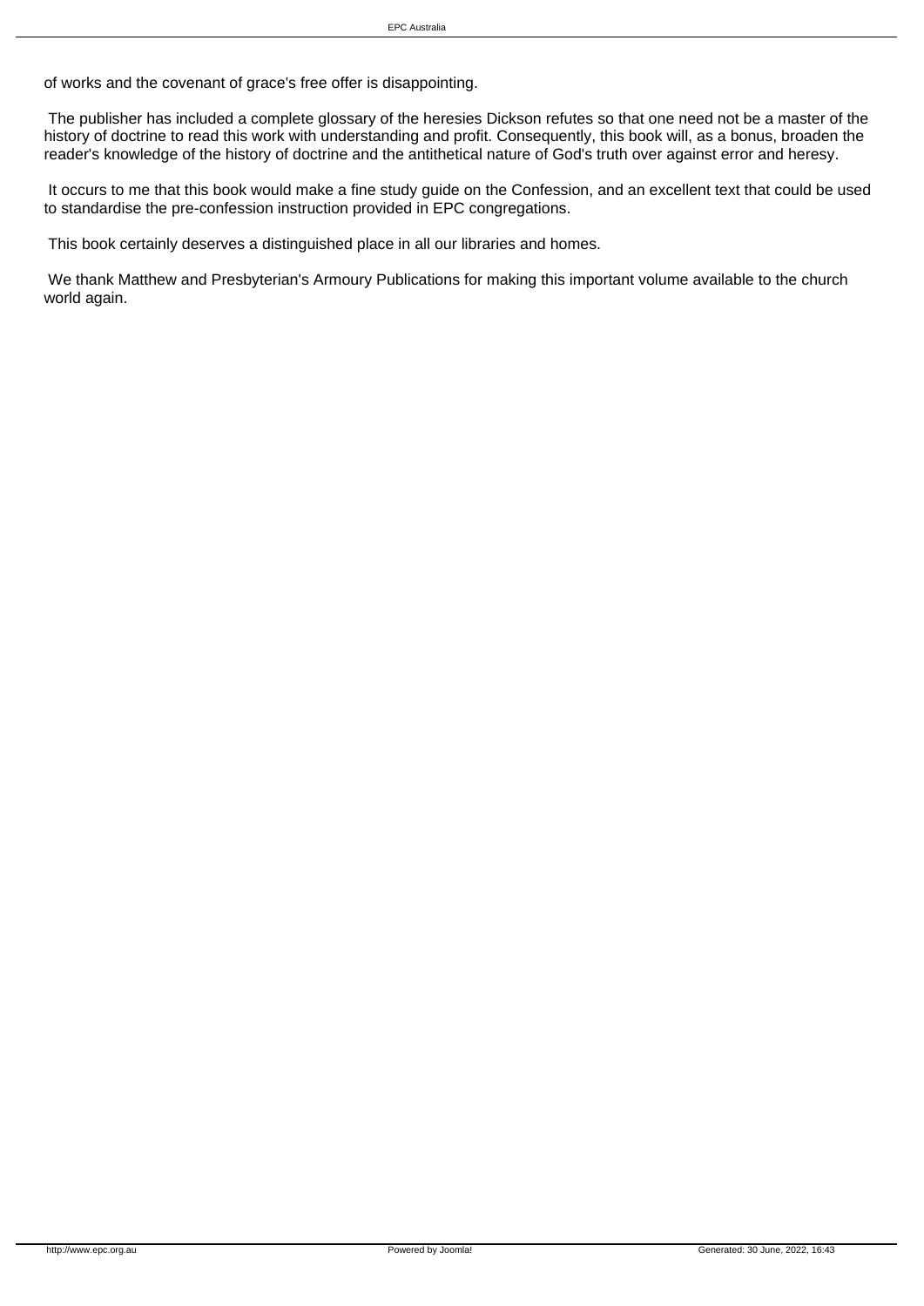of works and the covenant of grace's free offer is disappointing.

The publisher has included a complete glossary of the heresies Dickson refutes so that one need not be a master of the history of doctrine to read this work with understanding and profit. Consequently, this book will, as a bonus, broaden the reader's knowledge of the history of doctrine and the antithetical nature of God's truth over against error and heresy.

It occurs to me that this book would make a fine study guide on the Confession, and an excellent text that could be used to standardise the pre-confession instruction provided in EPC congregations.

This book certainly deserves a distinguished place in all our libraries and homes.

We thank Matthew and Presbyterian's Armoury Publications for making this important volume available to the church world again.